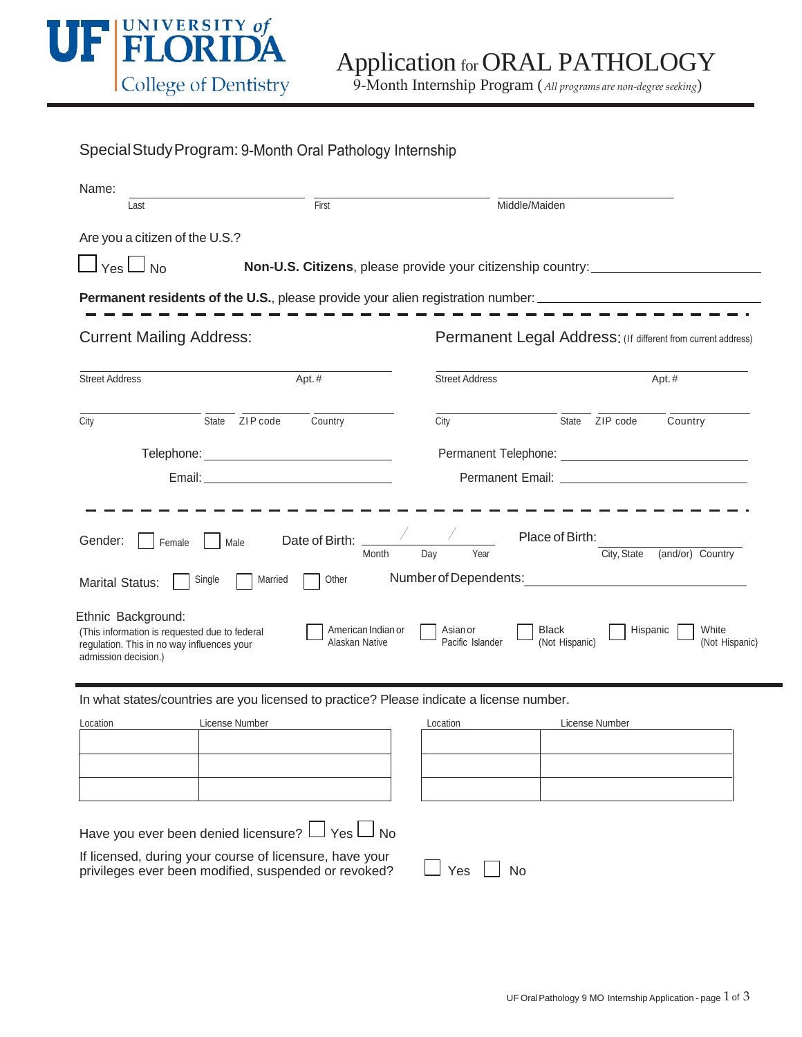# UNIVERSITY of FLORIDA College of Dentistry

# Application for ORAL PATHOLOGY

9-Month Internship Program (*All programs are non-degree seeking*)

## Special Study Program: 9-Month Oral Pathology Internship

Name: ______________________ ______________________ ______________________

Last First Middle/Maiden

Are you a citizen of the U.S.?

☐ Yes ☐ No **Non-U.S. Citizens**, please provide your citizenship country: ______________________

**Permanent residents of the U.S.**, please provide your alien registration number: ______________________

---

### Current Mailing Address:

______________________________________

Street Address Apt.#

______________________________________

City State ZIP code Country

Telephone: ______________________

Email: ______________________

### Permanent Legal Address: (If different from current address)

______________________________________

Street Address Apt.#

______________________________________

City State ZIP code Country

Permanent Telephone: ______________________

Permanent Email: ______________________

---

Gender: ☐ Female ☐ Male Date of Birth: ____ / ____ / ____ (Month Day Year)

Place of Birth: ______________________ City, State (and/or) Country

Marital Status: ☐ Single ☐ Married ☐ Other Number of Dependents: ______________________

Ethnic Background:
(This information is requested due to federal regulation. This in no way influences your admission decision.)

☐ American Indian or Alaskan Native ☐ Asian or Pacific Islander ☐ Black (Not Hispanic) ☐ Hispanic ☐ White (Not Hispanic)

---

In what states/countries are you licensed to practice? Please indicate a license number.

| Location | License Number |
|---|---|
| | |
| | |
| | |

| Location | License Number |
|---|---|
| | |
| | |
| | |

Have you ever been denied licensure? ☐ Yes ☐ No

If licensed, during your course of licensure, have your privileges ever been modified, suspended or revoked? ☐ Yes ☐ No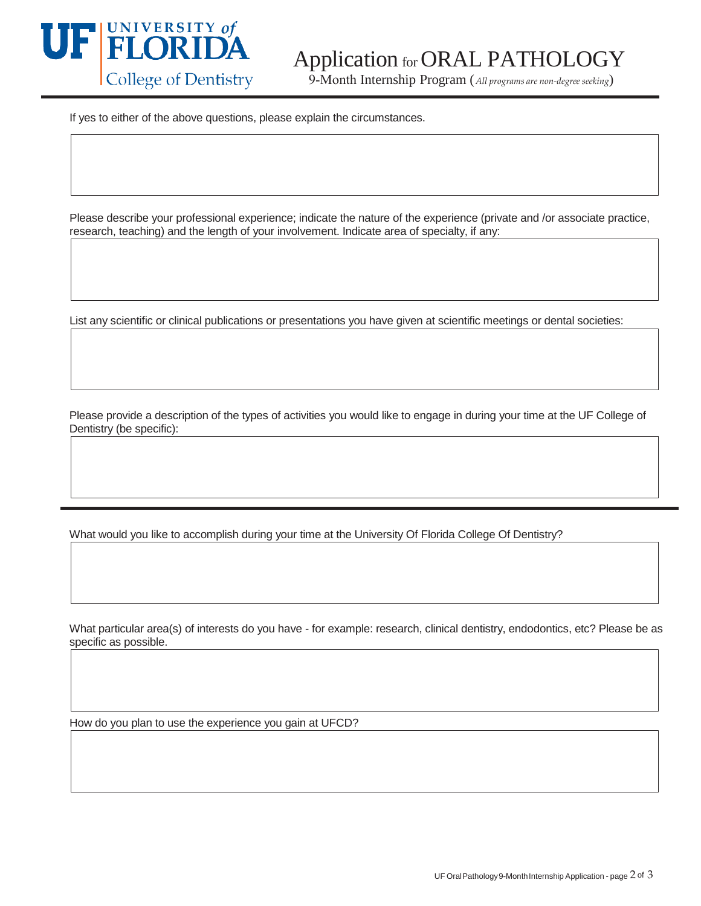If yes to either of the above questions, please explain the circumstances.

Please describe your professional experience; indicate the nature of the experience (private and /or associate practice, research, teaching) and the length of your involvement. Indicate area of specialty, if any:

List any scientific or clinical publications or presentations you have given at scientific meetings or dental societies:

Please provide a description of the types of activities you would like to engage in during your time at the UF College of Dentistry (be specific):

---

What would you like to accomplish during your time at the University Of Florida College Of Dentistry?

What particular area(s) of interests do you have - for example: research, clinical dentistry, endodontics, etc? Please be as specific as possible.

How do you plan to use the experience you gain at UFCD?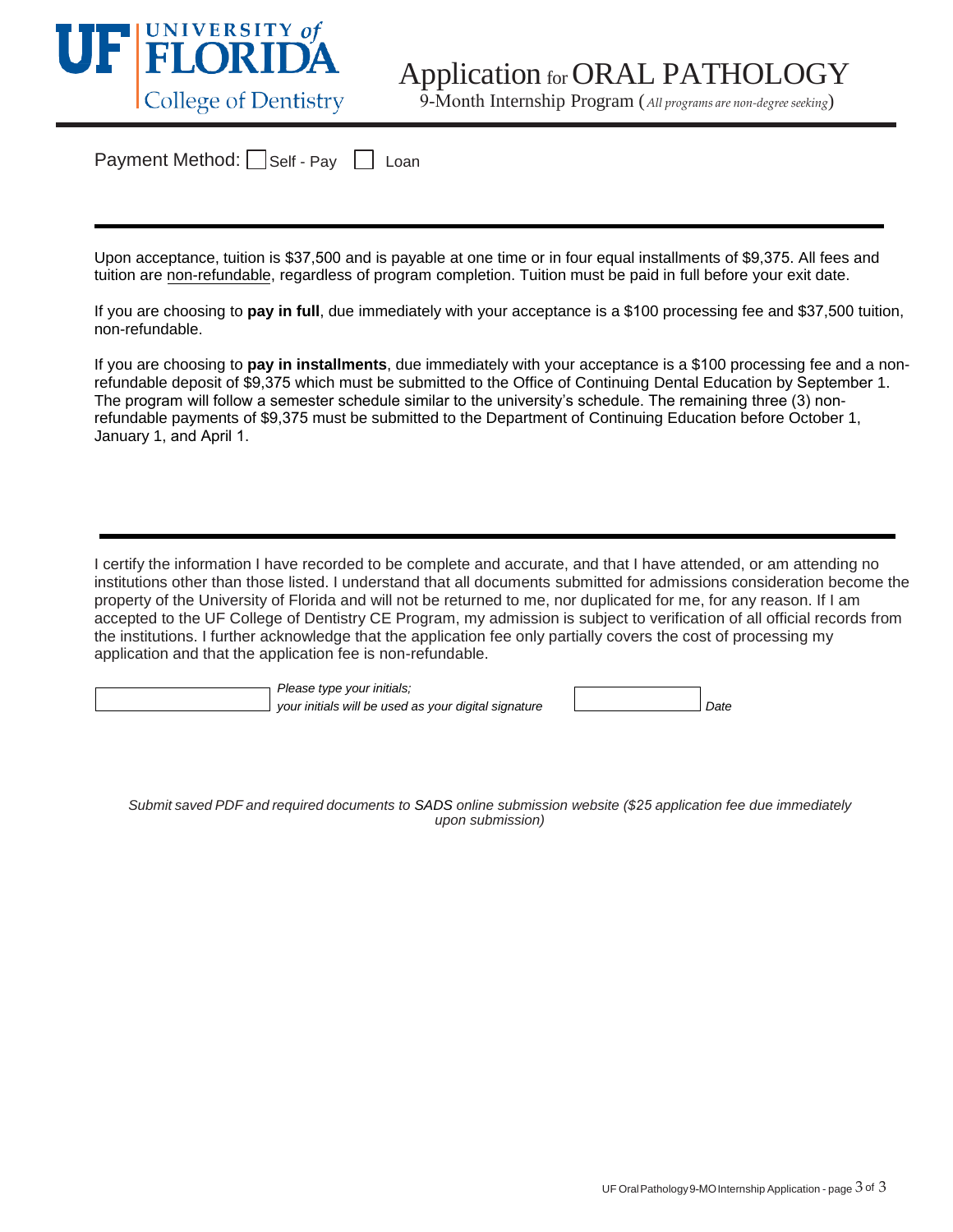UF UNIVERSITY of FLORIDA
College of Dentistry

# Application for ORAL PATHOLOGY

9-Month Internship Program (*All programs are non-degree seeking*)

Payment Method: ☐ Self - Pay ☐ Loan

---

Upon acceptance, tuition is $37,500 and is payable at one time or in four equal installments of $9,375. All fees and tuition are non-refundable, regardless of program completion. Tuition must be paid in full before your exit date.

If you are choosing to **pay in full**, due immediately with your acceptance is a $100 processing fee and $37,500 tuition, non-refundable.

If you are choosing to **pay in installments**, due immediately with your acceptance is a $100 processing fee and a non-refundable deposit of $9,375 which must be submitted to the Office of Continuing Dental Education by September 1. The program will follow a semester schedule similar to the university's schedule. The remaining three (3) non-refundable payments of $9,375 must be submitted to the Department of Continuing Education before October 1, January 1, and April 1.

---

I certify the information I have recorded to be complete and accurate, and that I have attended, or am attending no institutions other than those listed. I understand that all documents submitted for admissions consideration become the property of the University of Florida and will not be returned to me, nor duplicated for me, for any reason. If I am accepted to the UF College of Dentistry CE Program, my admission is subject to verification of all official records from the institutions. I further acknowledge that the application fee only partially covers the cost of processing my application and that the application fee is non-refundable.

\_\_\_\_\_\_\_\_\_\_\_\_\_\_\_\_ *Please type your initials; your initials will be used as your digital signature*   \_\_\_\_\_\_\_\_\_\_ *Date*

*Submit saved PDF and required documents to SADS online submission website ($25 application fee due immediately upon submission)*